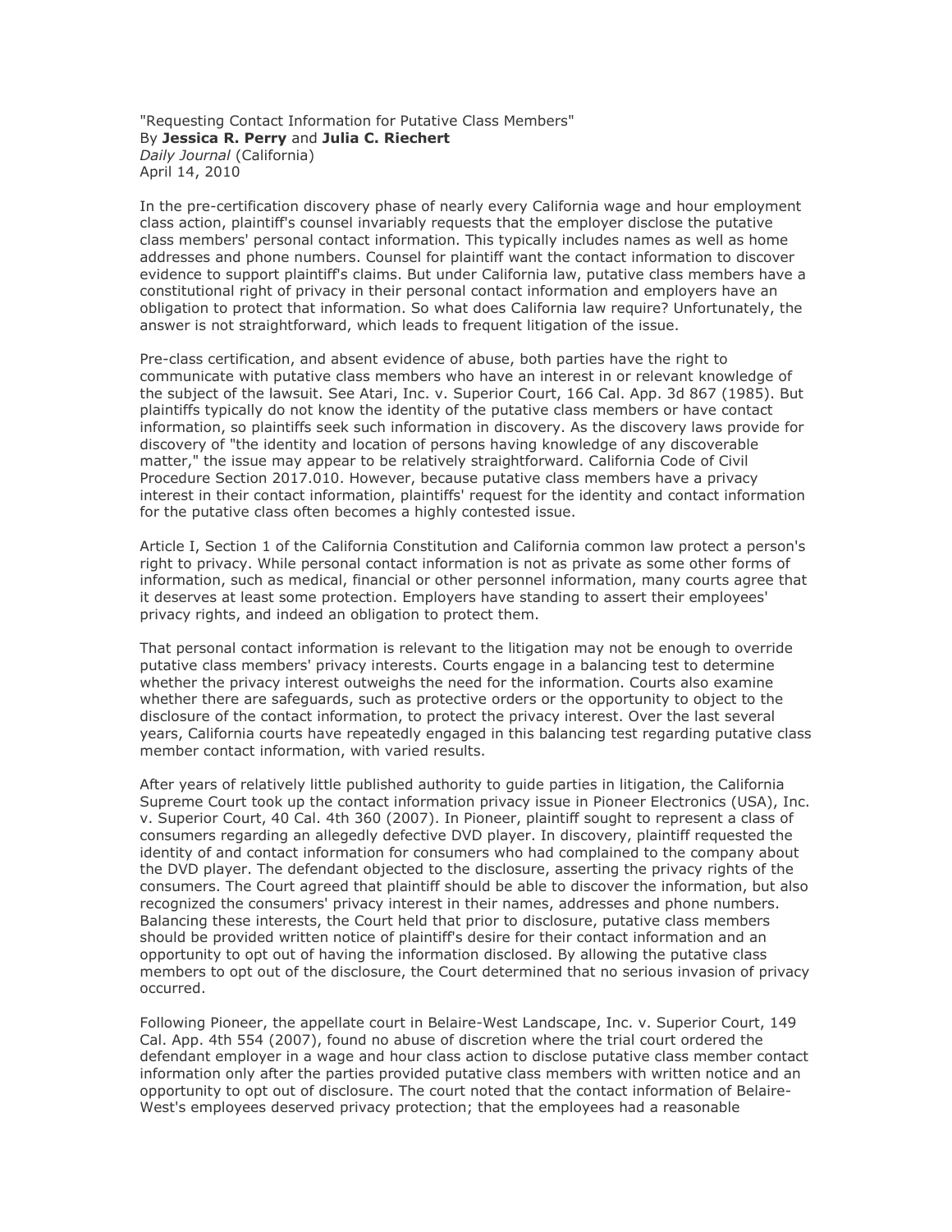"Requesting Contact Information for Putative Class Members"
By **Jessica R. Perry** and **Julia C. Riechert**
*Daily Journal* (California)
April 14, 2010

In the pre-certification discovery phase of nearly every California wage and hour employment class action, plaintiff's counsel invariably requests that the employer disclose the putative class members' personal contact information. This typically includes names as well as home addresses and phone numbers. Counsel for plaintiff want the contact information to discover evidence to support plaintiff's claims. But under California law, putative class members have a constitutional right of privacy in their personal contact information and employers have an obligation to protect that information. So what does California law require? Unfortunately, the answer is not straightforward, which leads to frequent litigation of the issue.

Pre-class certification, and absent evidence of abuse, both parties have the right to communicate with putative class members who have an interest in or relevant knowledge of the subject of the lawsuit. See Atari, Inc. v. Superior Court, 166 Cal. App. 3d 867 (1985). But plaintiffs typically do not know the identity of the putative class members or have contact information, so plaintiffs seek such information in discovery. As the discovery laws provide for discovery of "the identity and location of persons having knowledge of any discoverable matter," the issue may appear to be relatively straightforward. California Code of Civil Procedure Section 2017.010. However, because putative class members have a privacy interest in their contact information, plaintiffs' request for the identity and contact information for the putative class often becomes a highly contested issue.

Article I, Section 1 of the California Constitution and California common law protect a person's right to privacy. While personal contact information is not as private as some other forms of information, such as medical, financial or other personnel information, many courts agree that it deserves at least some protection. Employers have standing to assert their employees' privacy rights, and indeed an obligation to protect them.

That personal contact information is relevant to the litigation may not be enough to override putative class members' privacy interests. Courts engage in a balancing test to determine whether the privacy interest outweighs the need for the information. Courts also examine whether there are safeguards, such as protective orders or the opportunity to object to the disclosure of the contact information, to protect the privacy interest. Over the last several years, California courts have repeatedly engaged in this balancing test regarding putative class member contact information, with varied results.

After years of relatively little published authority to guide parties in litigation, the California Supreme Court took up the contact information privacy issue in Pioneer Electronics (USA), Inc. v. Superior Court, 40 Cal. 4th 360 (2007). In Pioneer, plaintiff sought to represent a class of consumers regarding an allegedly defective DVD player. In discovery, plaintiff requested the identity of and contact information for consumers who had complained to the company about the DVD player. The defendant objected to the disclosure, asserting the privacy rights of the consumers. The Court agreed that plaintiff should be able to discover the information, but also recognized the consumers' privacy interest in their names, addresses and phone numbers. Balancing these interests, the Court held that prior to disclosure, putative class members should be provided written notice of plaintiff's desire for their contact information and an opportunity to opt out of having the information disclosed. By allowing the putative class members to opt out of the disclosure, the Court determined that no serious invasion of privacy occurred.

Following Pioneer, the appellate court in Belaire-West Landscape, Inc. v. Superior Court, 149 Cal. App. 4th 554 (2007), found no abuse of discretion where the trial court ordered the defendant employer in a wage and hour class action to disclose putative class member contact information only after the parties provided putative class members with written notice and an opportunity to opt out of disclosure. The court noted that the contact information of Belaire-West's employees deserved privacy protection; that the employees had a reasonable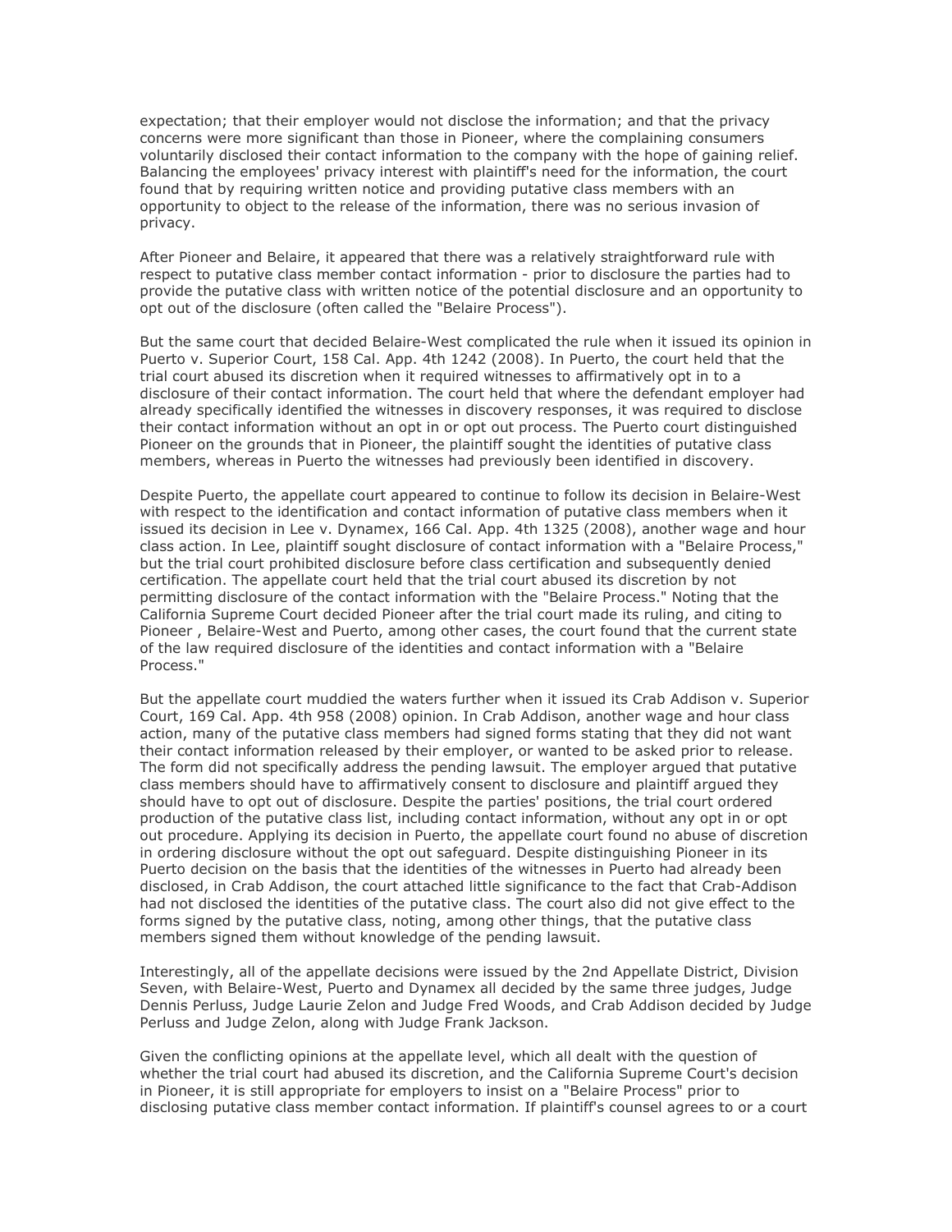expectation; that their employer would not disclose the information; and that the privacy concerns were more significant than those in Pioneer, where the complaining consumers voluntarily disclosed their contact information to the company with the hope of gaining relief. Balancing the employees' privacy interest with plaintiff's need for the information, the court found that by requiring written notice and providing putative class members with an opportunity to object to the release of the information, there was no serious invasion of privacy.

After Pioneer and Belaire, it appeared that there was a relatively straightforward rule with respect to putative class member contact information - prior to disclosure the parties had to provide the putative class with written notice of the potential disclosure and an opportunity to opt out of the disclosure (often called the "Belaire Process").

But the same court that decided Belaire-West complicated the rule when it issued its opinion in Puerto v. Superior Court, 158 Cal. App. 4th 1242 (2008). In Puerto, the court held that the trial court abused its discretion when it required witnesses to affirmatively opt in to a disclosure of their contact information. The court held that where the defendant employer had already specifically identified the witnesses in discovery responses, it was required to disclose their contact information without an opt in or opt out process. The Puerto court distinguished Pioneer on the grounds that in Pioneer, the plaintiff sought the identities of putative class members, whereas in Puerto the witnesses had previously been identified in discovery.

Despite Puerto, the appellate court appeared to continue to follow its decision in Belaire-West with respect to the identification and contact information of putative class members when it issued its decision in Lee v. Dynamex, 166 Cal. App. 4th 1325 (2008), another wage and hour class action. In Lee, plaintiff sought disclosure of contact information with a "Belaire Process," but the trial court prohibited disclosure before class certification and subsequently denied certification. The appellate court held that the trial court abused its discretion by not permitting disclosure of the contact information with the "Belaire Process." Noting that the California Supreme Court decided Pioneer after the trial court made its ruling, and citing to Pioneer , Belaire-West and Puerto, among other cases, the court found that the current state of the law required disclosure of the identities and contact information with a "Belaire Process."

But the appellate court muddied the waters further when it issued its Crab Addison v. Superior Court, 169 Cal. App. 4th 958 (2008) opinion. In Crab Addison, another wage and hour class action, many of the putative class members had signed forms stating that they did not want their contact information released by their employer, or wanted to be asked prior to release. The form did not specifically address the pending lawsuit. The employer argued that putative class members should have to affirmatively consent to disclosure and plaintiff argued they should have to opt out of disclosure. Despite the parties' positions, the trial court ordered production of the putative class list, including contact information, without any opt in or opt out procedure. Applying its decision in Puerto, the appellate court found no abuse of discretion in ordering disclosure without the opt out safeguard. Despite distinguishing Pioneer in its Puerto decision on the basis that the identities of the witnesses in Puerto had already been disclosed, in Crab Addison, the court attached little significance to the fact that Crab-Addison had not disclosed the identities of the putative class. The court also did not give effect to the forms signed by the putative class, noting, among other things, that the putative class members signed them without knowledge of the pending lawsuit.

Interestingly, all of the appellate decisions were issued by the 2nd Appellate District, Division Seven, with Belaire-West, Puerto and Dynamex all decided by the same three judges, Judge Dennis Perluss, Judge Laurie Zelon and Judge Fred Woods, and Crab Addison decided by Judge Perluss and Judge Zelon, along with Judge Frank Jackson.

Given the conflicting opinions at the appellate level, which all dealt with the question of whether the trial court had abused its discretion, and the California Supreme Court's decision in Pioneer, it is still appropriate for employers to insist on a "Belaire Process" prior to disclosing putative class member contact information. If plaintiff's counsel agrees to or a court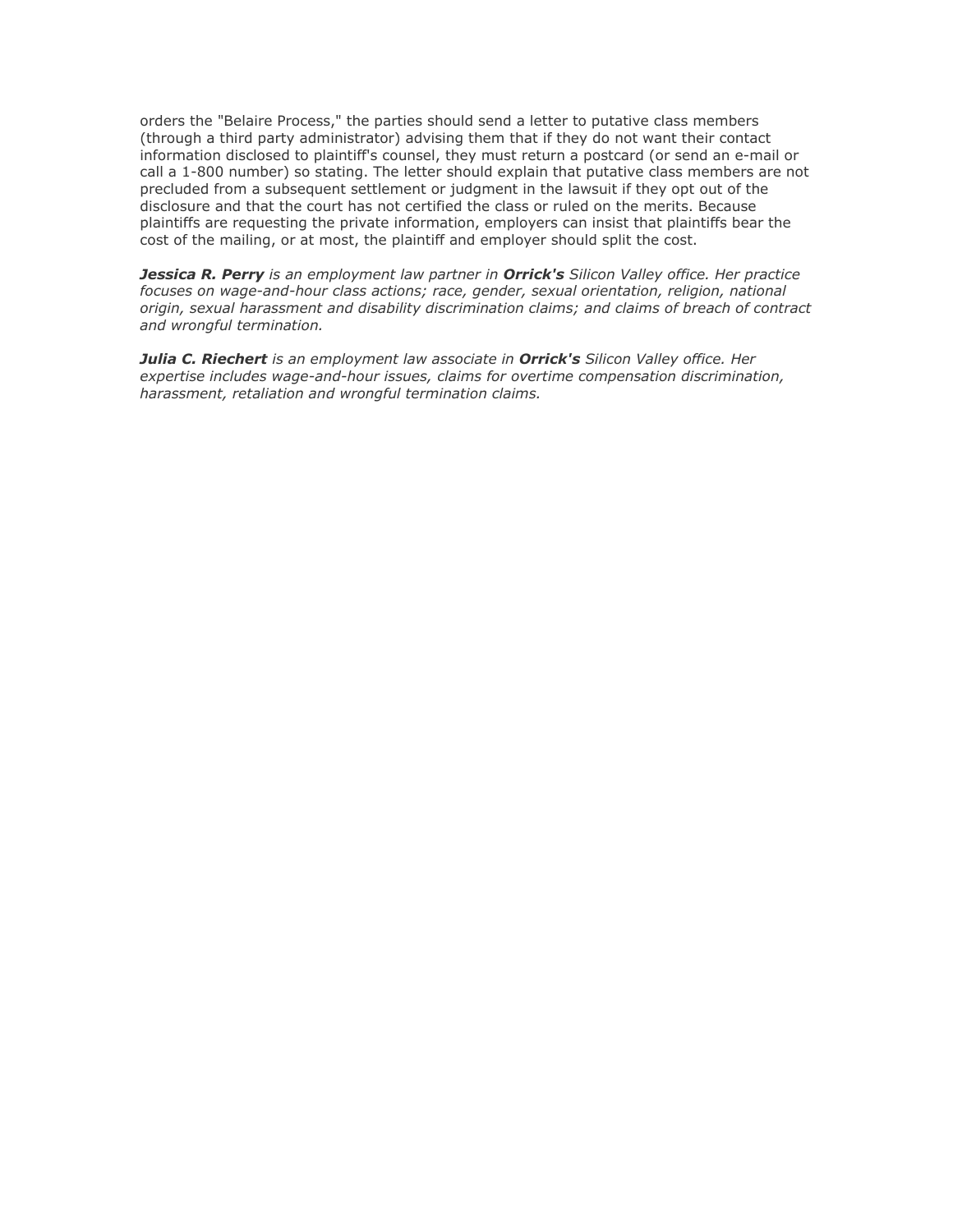orders the "Belaire Process," the parties should send a letter to putative class members (through a third party administrator) advising them that if they do not want their contact information disclosed to plaintiff's counsel, they must return a postcard (or send an e-mail or call a 1-800 number) so stating. The letter should explain that putative class members are not precluded from a subsequent settlement or judgment in the lawsuit if they opt out of the disclosure and that the court has not certified the class or ruled on the merits. Because plaintiffs are requesting the private information, employers can insist that plaintiffs bear the cost of the mailing, or at most, the plaintiff and employer should split the cost.

***Jessica R. Perry*** *is an employment law partner in* ***Orrick's*** *Silicon Valley office. Her practice focuses on wage-and-hour class actions; race, gender, sexual orientation, religion, national origin, sexual harassment and disability discrimination claims; and claims of breach of contract and wrongful termination.*

***Julia C. Riechert*** *is an employment law associate in* ***Orrick's*** *Silicon Valley office. Her expertise includes wage-and-hour issues, claims for overtime compensation discrimination, harassment, retaliation and wrongful termination claims.*